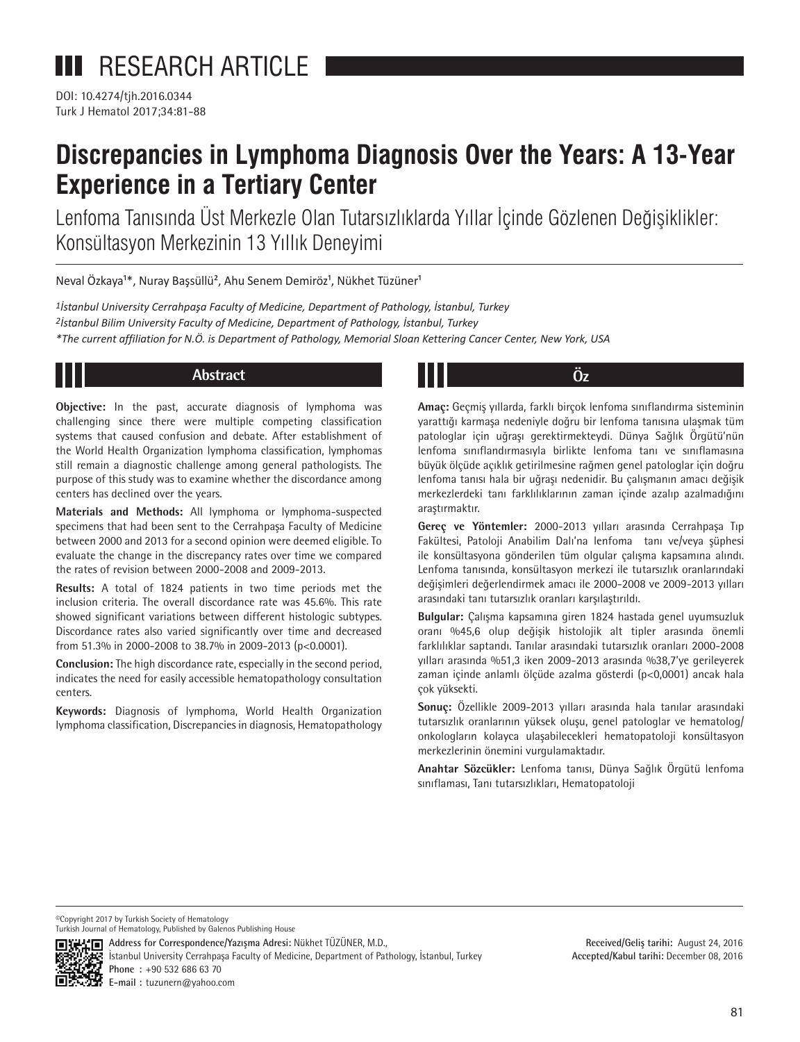# RESEARCH ARTICLE

DOI: 10.4274/tjh.2016.0344
Turk J Hematol 2017;34:81-88

# Discrepancies in Lymphoma Diagnosis Over the Years: A 13-Year Experience in a Tertiary Center

Lenfoma Tanısında Üst Merkezle Olan Tutarsızlıklarda Yıllar İçinde Gözlenen Değişiklikler: Konsültasyon Merkezinin 13 Yıllık Deneyimi

Neval Özkaya[1]*, Nuray Başsüllü[2], Ahu Senem Demiröz[1], Nükhet Tüzüner[1]

*[1]İstanbul University Cerrahpaşa Faculty of Medicine, Department of Pathology, İstanbul, Turkey*
*[2]İstanbul Bilim University Faculty of Medicine, Department of Pathology, İstanbul, Turkey*
*\*The current affiliation for N.Ö. is Department of Pathology, Memorial Sloan Kettering Cancer Center, New York, USA*

## Abstract

**Objective:** In the past, accurate diagnosis of lymphoma was challenging since there were multiple competing classification systems that caused confusion and debate. After establishment of the World Health Organization lymphoma classification, lymphomas still remain a diagnostic challenge among general pathologists. The purpose of this study was to examine whether the discordance among centers has declined over the years.

**Materials and Methods:** All lymphoma or lymphoma-suspected specimens that had been sent to the Cerrahpaşa Faculty of Medicine between 2000 and 2013 for a second opinion were deemed eligible. To evaluate the change in the discrepancy rates over time we compared the rates of revision between 2000-2008 and 2009-2013.

**Results:** A total of 1824 patients in two time periods met the inclusion criteria. The overall discordance rate was 45.6%. This rate showed significant variations between different histologic subtypes. Discordance rates also varied significantly over time and decreased from 51.3% in 2000-2008 to 38.7% in 2009-2013 ($p<0.0001$).

**Conclusion:** The high discordance rate, especially in the second period, indicates the need for easily accessible hematopathology consultation centers.

**Keywords:** Diagnosis of lymphoma, World Health Organization lymphoma classification, Discrepancies in diagnosis, Hematopathology

## Öz

**Amaç:** Geçmiş yıllarda, farklı birçok lenfoma sınıflandırma sisteminin yarattığı karmaşa nedeniyle doğru bir lenfoma tanısına ulaşmak tüm patologlar için uğraşı gerektirmekteydi. Dünya Sağlık Örgütü'nün lenfoma sınıflandırmasıyla birlikte lenfoma tanı ve sınıflamasına büyük ölçüde açıklık getirilmesine rağmen genel patologlar için doğru lenfoma tanısı hala bir uğraşı nedenidir. Bu çalışmanın amacı değişik merkezlerdeki tanı farklılıklarının zaman içinde azalıp azalmadığını araştırmaktır.

**Gereç ve Yöntemler:** 2000-2013 yılları arasında Cerrahpaşa Tıp Fakültesi, Patoloji Anabilim Dalı'na lenfoma tanı ve/veya şüphesi ile konsültasyona gönderilen tüm olgular çalışma kapsamına alındı. Lenfoma tanısında, konsültasyon merkezi ile tutarsızlık oranlarındaki değişimleri değerlendirmek amacı ile 2000-2008 ve 2009-2013 yılları arasındaki tanı tutarsızlık oranları karşılaştırıldı.

**Bulgular:** Çalışma kapsamına giren 1824 hastada genel uyumsuzluk oranı %45,6 olup değişik histolojik alt tipler arasında önemli farklılıklar saptandı. Tanılar arasındaki tutarsızlık oranları 2000-2008 yılları arasında %51,3 iken 2009-2013 arasında %38,7'ye gerileyerek zaman içinde anlamlı ölçüde azalma gösterdi ($p<0,0001$) ancak hala çok yüksekti.

**Sonuç:** Özellikle 2009-2013 yılları arasında hala tanılar arasındaki tutarsızlık oranlarının yüksek oluşu, genel patologlar ve hematolog/onkologların kolayca ulaşabilecekleri hematopatoloji konsültasyon merkezlerinin önemini vurgulamaktadır.

**Anahtar Sözcükler:** Lenfoma tanısı, Dünya Sağlık Örgütü lenfoma sınıflaması, Tanı tutarsızlıkları, Hematopatoloji

©Copyright 2017 by Turkish Society of Hematology
Turkish Journal of Hematology, Published by Galenos Publishing House

**Address for Correspondence/Yazışma Adresi:** Nükhet TÜZÜNER, M.D.,
İstanbul University Cerrahpaşa Faculty of Medicine, Department of Pathology, İstanbul, Turkey
**Phone :** +90 532 686 63 70
**E-mail :** tuzunern@yahoo.com

**Received/Geliş tarihi:** August 24, 2016
**Accepted/Kabul tarihi:** December 08, 2016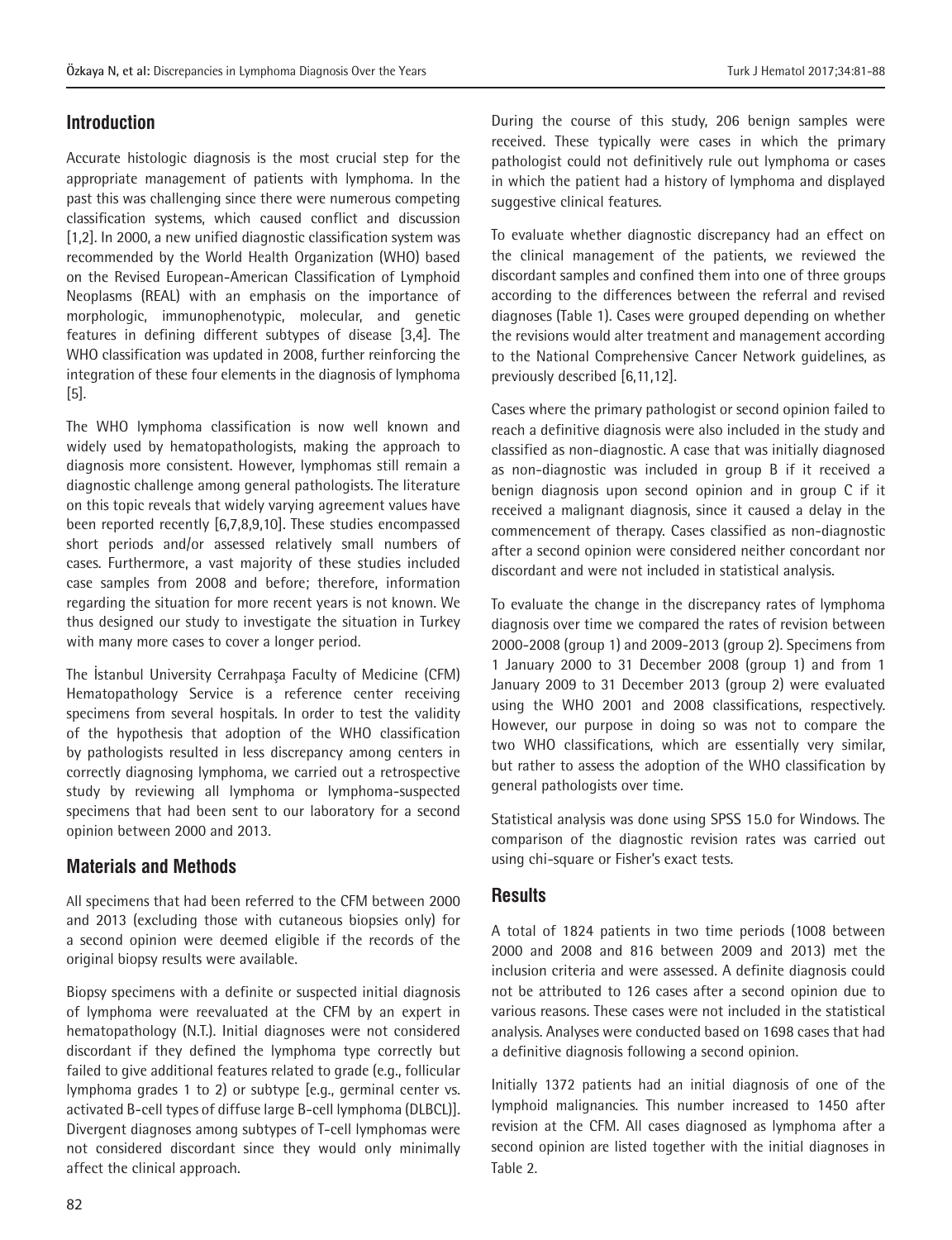## Introduction

Accurate histologic diagnosis is the most crucial step for the appropriate management of patients with lymphoma. In the past this was challenging since there were numerous competing classification systems, which caused conflict and discussion [1,2]. In 2000, a new unified diagnostic classification system was recommended by the World Health Organization (WHO) based on the Revised European-American Classification of Lymphoid Neoplasms (REAL) with an emphasis on the importance of morphologic, immunophenotypic, molecular, and genetic features in defining different subtypes of disease [3,4]. The WHO classification was updated in 2008, further reinforcing the integration of these four elements in the diagnosis of lymphoma [5].

The WHO lymphoma classification is now well known and widely used by hematopathologists, making the approach to diagnosis more consistent. However, lymphomas still remain a diagnostic challenge among general pathologists. The literature on this topic reveals that widely varying agreement values have been reported recently [6,7,8,9,10]. These studies encompassed short periods and/or assessed relatively small numbers of cases. Furthermore, a vast majority of these studies included case samples from 2008 and before; therefore, information regarding the situation for more recent years is not known. We thus designed our study to investigate the situation in Turkey with many more cases to cover a longer period.

The İstanbul University Cerrahpaşa Faculty of Medicine (CFM) Hematopathology Service is a reference center receiving specimens from several hospitals. In order to test the validity of the hypothesis that adoption of the WHO classification by pathologists resulted in less discrepancy among centers in correctly diagnosing lymphoma, we carried out a retrospective study by reviewing all lymphoma or lymphoma-suspected specimens that had been sent to our laboratory for a second opinion between 2000 and 2013.

## Materials and Methods

All specimens that had been referred to the CFM between 2000 and 2013 (excluding those with cutaneous biopsies only) for a second opinion were deemed eligible if the records of the original biopsy results were available.

Biopsy specimens with a definite or suspected initial diagnosis of lymphoma were reevaluated at the CFM by an expert in hematopathology (N.T.). Initial diagnoses were not considered discordant if they defined the lymphoma type correctly but failed to give additional features related to grade (e.g., follicular lymphoma grades 1 to 2) or subtype [e.g., germinal center vs. activated B-cell types of diffuse large B-cell lymphoma (DLBCL)]. Divergent diagnoses among subtypes of T-cell lymphomas were not considered discordant since they would only minimally affect the clinical approach.

During the course of this study, 206 benign samples were received. These typically were cases in which the primary pathologist could not definitively rule out lymphoma or cases in which the patient had a history of lymphoma and displayed suggestive clinical features.

To evaluate whether diagnostic discrepancy had an effect on the clinical management of the patients, we reviewed the discordant samples and confined them into one of three groups according to the differences between the referral and revised diagnoses (Table 1). Cases were grouped depending on whether the revisions would alter treatment and management according to the National Comprehensive Cancer Network guidelines, as previously described [6,11,12].

Cases where the primary pathologist or second opinion failed to reach a definitive diagnosis were also included in the study and classified as non-diagnostic. A case that was initially diagnosed as non-diagnostic was included in group B if it received a benign diagnosis upon second opinion and in group C if it received a malignant diagnosis, since it caused a delay in the commencement of therapy. Cases classified as non-diagnostic after a second opinion were considered neither concordant nor discordant and were not included in statistical analysis.

To evaluate the change in the discrepancy rates of lymphoma diagnosis over time we compared the rates of revision between 2000-2008 (group 1) and 2009-2013 (group 2). Specimens from 1 January 2000 to 31 December 2008 (group 1) and from 1 January 2009 to 31 December 2013 (group 2) were evaluated using the WHO 2001 and 2008 classifications, respectively. However, our purpose in doing so was not to compare the two WHO classifications, which are essentially very similar, but rather to assess the adoption of the WHO classification by general pathologists over time.

Statistical analysis was done using SPSS 15.0 for Windows. The comparison of the diagnostic revision rates was carried out using chi-square or Fisher's exact tests.

## Results

A total of 1824 patients in two time periods (1008 between 2000 and 2008 and 816 between 2009 and 2013) met the inclusion criteria and were assessed. A definite diagnosis could not be attributed to 126 cases after a second opinion due to various reasons. These cases were not included in the statistical analysis. Analyses were conducted based on 1698 cases that had a definitive diagnosis following a second opinion.

Initially 1372 patients had an initial diagnosis of one of the lymphoid malignancies. This number increased to 1450 after revision at the CFM. All cases diagnosed as lymphoma after a second opinion are listed together with the initial diagnoses in Table 2.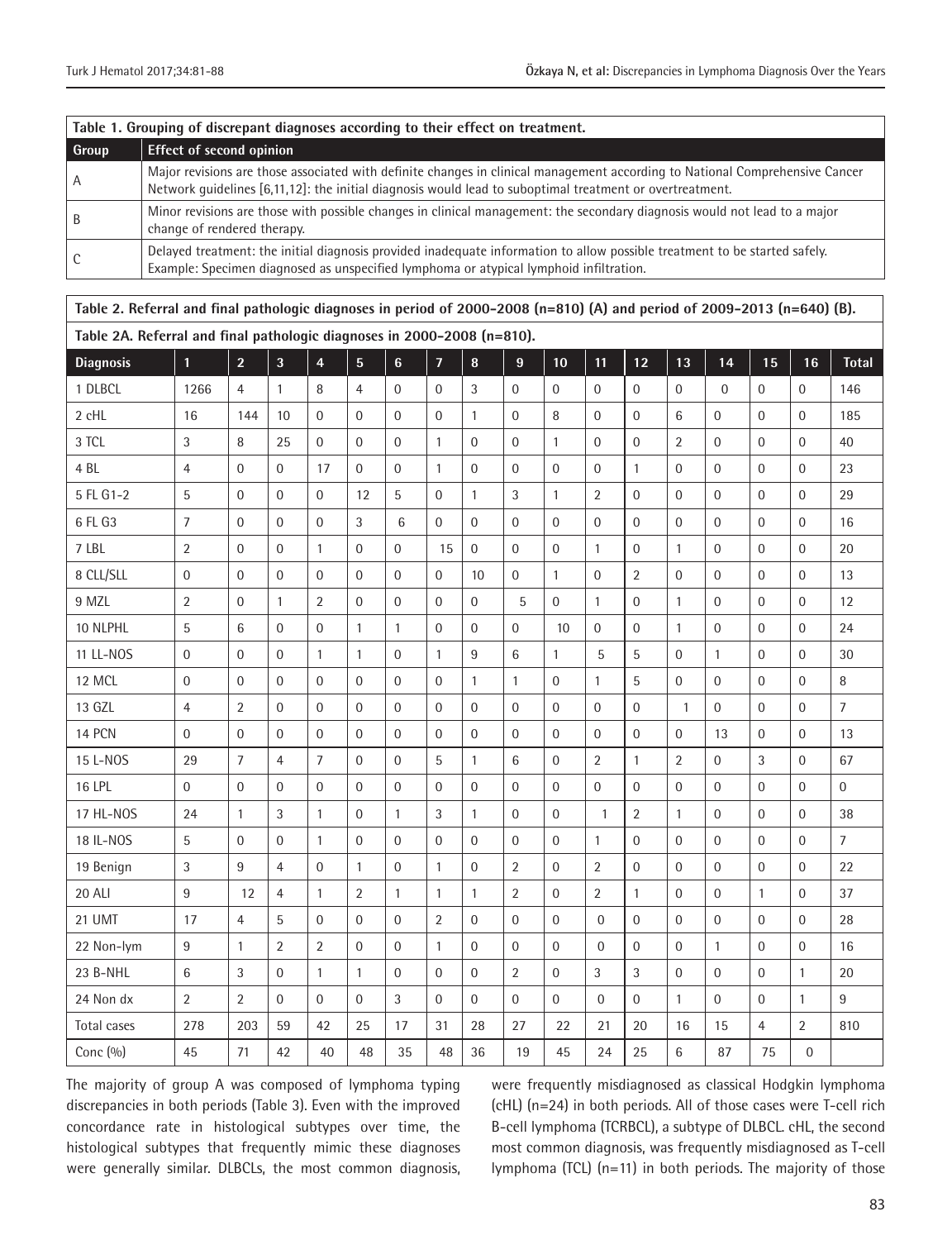**Table 1. Grouping of discrepant diagnoses according to their effect on treatment.**

| Group | Effect of second opinion |
|---|---|
| A | Major revisions are those associated with definite changes in clinical management according to National Comprehensive Cancer Network guidelines [6,11,12]: the initial diagnosis would lead to suboptimal treatment or overtreatment. |
| B | Minor revisions are those with possible changes in clinical management: the secondary diagnosis would not lead to a major change of rendered therapy. |
| C | Delayed treatment: the initial diagnosis provided inadequate information to allow possible treatment to be started safely. Example: Specimen diagnosed as unspecified lymphoma or atypical lymphoid infiltration. |

**Table 2. Referral and final pathologic diagnoses in period of 2000-2008 (n=810) (A) and period of 2009-2013 (n=640) (B).**

**Table 2A. Referral and final pathologic diagnoses in 2000-2008 (n=810).**

| Diagnosis | 1 | 2 | 3 | 4 | 5 | 6 | 7 | 8 | 9 | 10 | 11 | 12 | 13 | 14 | 15 | 16 | Total |
|---|---|---|---|---|---|---|---|---|---|---|---|---|---|---|---|---|---|
| 1 DLBCL | 1266 | 4 | 1 | 8 | 4 | 0 | 0 | 3 | 0 | 0 | 0 | 0 | 0 | 0 | 0 | 0 | 146 |
| 2 cHL | 16 | 144 | 10 | 0 | 0 | 0 | 0 | 1 | 0 | 8 | 0 | 0 | 6 | 0 | 0 | 0 | 185 |
| 3 TCL | 3 | 8 | 25 | 0 | 0 | 0 | 1 | 0 | 0 | 1 | 0 | 0 | 2 | 0 | 0 | 0 | 40 |
| 4 BL | 4 | 0 | 0 | 17 | 0 | 0 | 1 | 0 | 0 | 0 | 0 | 1 | 0 | 0 | 0 | 0 | 23 |
| 5 FL G1-2 | 5 | 0 | 0 | 0 | 12 | 5 | 0 | 1 | 3 | 1 | 2 | 0 | 0 | 0 | 0 | 0 | 29 |
| 6 FL G3 | 7 | 0 | 0 | 0 | 3 | 6 | 0 | 0 | 0 | 0 | 0 | 0 | 0 | 0 | 0 | 0 | 16 |
| 7 LBL | 2 | 0 | 0 | 1 | 0 | 0 | 15 | 0 | 0 | 0 | 1 | 0 | 1 | 0 | 0 | 0 | 20 |
| 8 CLL/SLL | 0 | 0 | 0 | 0 | 0 | 0 | 0 | 10 | 0 | 1 | 0 | 2 | 0 | 0 | 0 | 0 | 13 |
| 9 MZL | 2 | 0 | 1 | 2 | 0 | 0 | 0 | 0 | 5 | 0 | 1 | 0 | 1 | 0 | 0 | 0 | 12 |
| 10 NLPHL | 5 | 6 | 0 | 0 | 1 | 1 | 0 | 0 | 0 | 10 | 0 | 0 | 1 | 0 | 0 | 0 | 24 |
| 11 LL-NOS | 0 | 0 | 0 | 1 | 1 | 0 | 1 | 9 | 6 | 1 | 5 | 5 | 0 | 1 | 0 | 0 | 30 |
| 12 MCL | 0 | 0 | 0 | 0 | 0 | 0 | 0 | 1 | 1 | 0 | 1 | 5 | 0 | 0 | 0 | 0 | 8 |
| 13 GZL | 4 | 2 | 0 | 0 | 0 | 0 | 0 | 0 | 0 | 0 | 0 | 0 | 1 | 0 | 0 | 0 | 7 |
| 14 PCN | 0 | 0 | 0 | 0 | 0 | 0 | 0 | 0 | 0 | 0 | 0 | 0 | 0 | 13 | 0 | 0 | 13 |
| 15 L-NOS | 29 | 7 | 4 | 7 | 0 | 0 | 5 | 1 | 6 | 0 | 2 | 1 | 2 | 0 | 3 | 0 | 67 |
| 16 LPL | 0 | 0 | 0 | 0 | 0 | 0 | 0 | 0 | 0 | 0 | 0 | 0 | 0 | 0 | 0 | 0 | 0 |
| 17 HL-NOS | 24 | 1 | 3 | 1 | 0 | 1 | 3 | 1 | 0 | 0 | 1 | 2 | 1 | 0 | 0 | 0 | 38 |
| 18 IL-NOS | 5 | 0 | 0 | 1 | 0 | 0 | 0 | 0 | 0 | 0 | 1 | 0 | 0 | 0 | 0 | 0 | 7 |
| 19 Benign | 3 | 9 | 4 | 0 | 1 | 0 | 1 | 0 | 2 | 0 | 2 | 0 | 0 | 0 | 0 | 0 | 22 |
| 20 ALI | 9 | 12 | 4 | 1 | 2 | 1 | 1 | 1 | 2 | 0 | 2 | 1 | 0 | 0 | 1 | 0 | 37 |
| 21 UMT | 17 | 4 | 5 | 0 | 0 | 0 | 2 | 0 | 0 | 0 | 0 | 0 | 0 | 0 | 0 | 0 | 28 |
| 22 Non-lym | 9 | 1 | 2 | 2 | 0 | 0 | 1 | 0 | 0 | 0 | 0 | 0 | 0 | 1 | 0 | 0 | 16 |
| 23 B-NHL | 6 | 3 | 0 | 1 | 1 | 0 | 0 | 0 | 2 | 0 | 3 | 3 | 0 | 0 | 0 | 1 | 20 |
| 24 Non dx | 2 | 2 | 0 | 0 | 0 | 3 | 0 | 0 | 0 | 0 | 0 | 0 | 1 | 0 | 0 | 1 | 9 |
| Total cases | 278 | 203 | 59 | 42 | 25 | 17 | 31 | 28 | 27 | 22 | 21 | 20 | 16 | 15 | 4 | 2 | 810 |
| Conc (%) | 45 | 71 | 42 | 40 | 48 | 35 | 48 | 36 | 19 | 45 | 24 | 25 | 6 | 87 | 75 | 0 | |

The majority of group A was composed of lymphoma typing discrepancies in both periods (Table 3). Even with the improved concordance rate in histological subtypes over time, the histological subtypes that frequently mimic these diagnoses were generally similar. DLBCLs, the most common diagnosis, were frequently misdiagnosed as classical Hodgkin lymphoma (cHL) (n=24) in both periods. All of those cases were T-cell rich B-cell lymphoma (TCRBCL), a subtype of DLBCL. cHL, the second most common diagnosis, was frequently misdiagnosed as T-cell lymphoma (TCL) (n=11) in both periods. The majority of those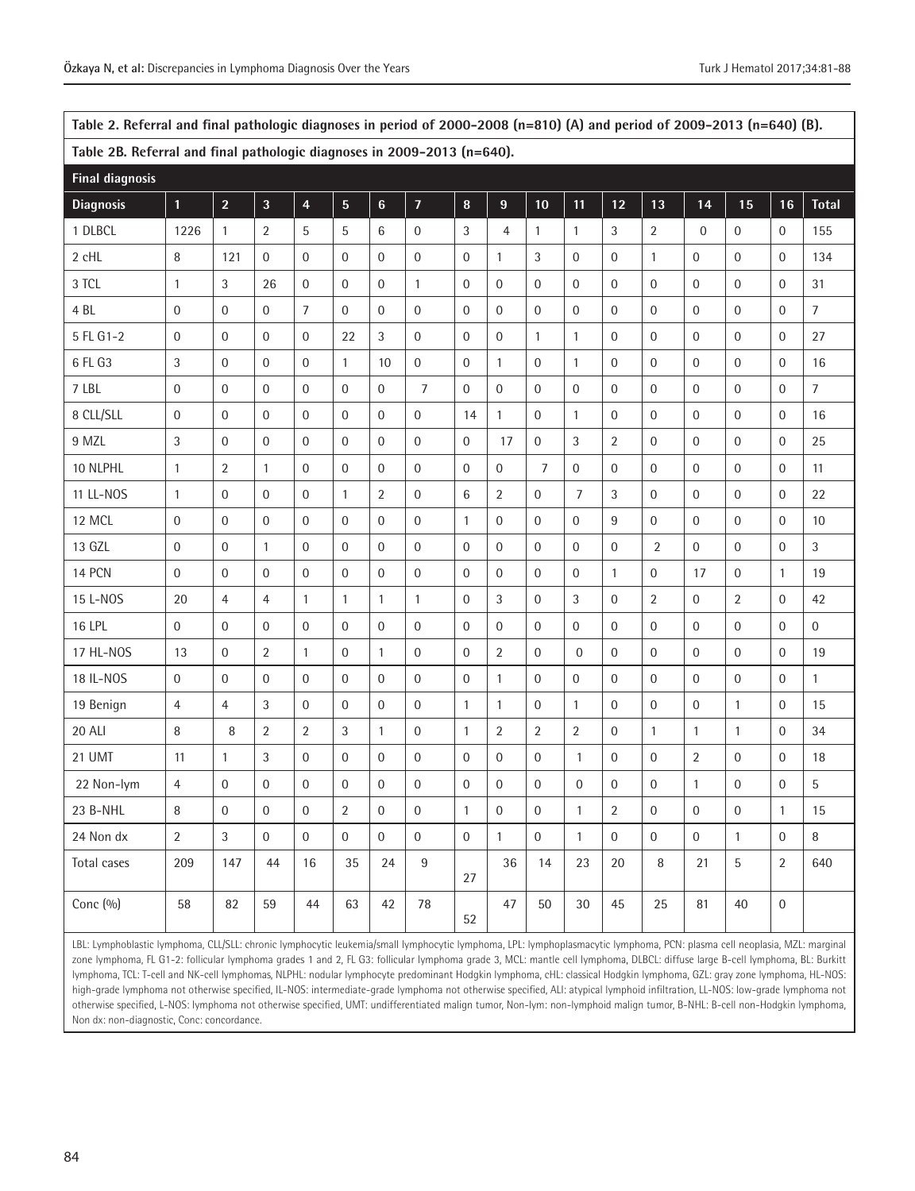**Table 2. Referral and final pathologic diagnoses in period of 2000-2008 (n=810) (A) and period of 2009-2013 (n=640) (B).**

**Table 2B. Referral and final pathologic diagnoses in 2009-2013 (n=640).**

| Final diagnosis | | | | | | | | | | | | | | | | | |
|---|---|---|---|---|---|---|---|---|---|---|---|---|---|---|---|---|---|
| **Diagnosis** | **1** | **2** | **3** | **4** | **5** | **6** | **7** | **8** | **9** | **10** | **11** | **12** | **13** | **14** | **15** | **16** | **Total** |
| 1 DLBCL | 1226 | 1 | 2 | 5 | 5 | 6 | 0 | 3 | 4 | 1 | 1 | 3 | 2 | 0 | 0 | 0 | 155 |
| 2 cHL | 8 | 121 | 0 | 0 | 0 | 0 | 0 | 0 | 1 | 3 | 0 | 0 | 1 | 0 | 0 | 0 | 134 |
| 3 TCL | 1 | 3 | 26 | 0 | 0 | 0 | 1 | 0 | 0 | 0 | 0 | 0 | 0 | 0 | 0 | 0 | 31 |
| 4 BL | 0 | 0 | 0 | 7 | 0 | 0 | 0 | 0 | 0 | 0 | 0 | 0 | 0 | 0 | 0 | 0 | 7 |
| 5 FL G1-2 | 0 | 0 | 0 | 0 | 22 | 3 | 0 | 0 | 0 | 1 | 1 | 0 | 0 | 0 | 0 | 0 | 27 |
| 6 FL G3 | 3 | 0 | 0 | 0 | 1 | 10 | 0 | 0 | 1 | 0 | 1 | 0 | 0 | 0 | 0 | 0 | 16 |
| 7 LBL | 0 | 0 | 0 | 0 | 0 | 0 | 7 | 0 | 0 | 0 | 0 | 0 | 0 | 0 | 0 | 0 | 7 |
| 8 CLL/SLL | 0 | 0 | 0 | 0 | 0 | 0 | 0 | 14 | 1 | 0 | 1 | 0 | 0 | 0 | 0 | 0 | 16 |
| 9 MZL | 3 | 0 | 0 | 0 | 0 | 0 | 0 | 0 | 17 | 0 | 3 | 2 | 0 | 0 | 0 | 0 | 25 |
| 10 NLPHL | 1 | 2 | 1 | 0 | 0 | 0 | 0 | 0 | 0 | 7 | 0 | 0 | 0 | 0 | 0 | 0 | 11 |
| 11 LL-NOS | 1 | 0 | 0 | 0 | 1 | 2 | 0 | 6 | 2 | 0 | 7 | 3 | 0 | 0 | 0 | 0 | 22 |
| 12 MCL | 0 | 0 | 0 | 0 | 0 | 0 | 0 | 1 | 0 | 0 | 0 | 9 | 0 | 0 | 0 | 0 | 10 |
| 13 GZL | 0 | 0 | 1 | 0 | 0 | 0 | 0 | 0 | 0 | 0 | 0 | 0 | 2 | 0 | 0 | 0 | 3 |
| 14 PCN | 0 | 0 | 0 | 0 | 0 | 0 | 0 | 0 | 0 | 0 | 0 | 1 | 0 | 17 | 0 | 1 | 19 |
| 15 L-NOS | 20 | 4 | 4 | 1 | 1 | 1 | 1 | 0 | 3 | 0 | 3 | 0 | 2 | 0 | 2 | 0 | 42 |
| 16 LPL | 0 | 0 | 0 | 0 | 0 | 0 | 0 | 0 | 0 | 0 | 0 | 0 | 0 | 0 | 0 | 0 | 0 |
| 17 HL-NOS | 13 | 0 | 2 | 1 | 0 | 1 | 0 | 0 | 2 | 0 | 0 | 0 | 0 | 0 | 0 | 0 | 19 |
| 18 IL-NOS | 0 | 0 | 0 | 0 | 0 | 0 | 0 | 0 | 1 | 0 | 0 | 0 | 0 | 0 | 0 | 0 | 1 |
| 19 Benign | 4 | 4 | 3 | 0 | 0 | 0 | 0 | 1 | 1 | 0 | 1 | 0 | 0 | 0 | 1 | 0 | 15 |
| 20 ALI | 8 | 8 | 2 | 2 | 3 | 1 | 0 | 1 | 2 | 2 | 2 | 0 | 1 | 1 | 1 | 0 | 34 |
| 21 UMT | 11 | 1 | 3 | 0 | 0 | 0 | 0 | 0 | 0 | 0 | 1 | 0 | 0 | 2 | 0 | 0 | 18 |
| 22 Non-lym | 4 | 0 | 0 | 0 | 0 | 0 | 0 | 0 | 0 | 0 | 0 | 0 | 0 | 1 | 0 | 0 | 5 |
| 23 B-NHL | 8 | 0 | 0 | 0 | 2 | 0 | 0 | 1 | 0 | 0 | 1 | 2 | 0 | 0 | 0 | 1 | 15 |
| 24 Non dx | 2 | 3 | 0 | 0 | 0 | 0 | 0 | 0 | 1 | 0 | 1 | 0 | 0 | 0 | 1 | 0 | 8 |
| Total cases | 209 | 147 | 44 | 16 | 35 | 24 | 9 | 27 | 36 | 14 | 23 | 20 | 8 | 21 | 5 | 2 | 640 |
| Conc (%) | 58 | 82 | 59 | 44 | 63 | 42 | 78 | 52 | 47 | 50 | 30 | 45 | 25 | 81 | 40 | 0 | |

LBL: Lymphoblastic lymphoma, CLL/SLL: chronic lymphocytic leukemia/small lymphocytic lymphoma, LPL: lymphoplasmacytic lymphoma, PCN: plasma cell neoplasia, MZL: marginal zone lymphoma, FL G1-2: follicular lymphoma grades 1 and 2, FL G3: follicular lymphoma grade 3, MCL: mantle cell lymphoma, DLBCL: diffuse large B-cell lymphoma, BL: Burkitt lymphoma, TCL: T-cell and NK-cell lymphomas, NLPHL: nodular lymphocyte predominant Hodgkin lymphoma, cHL: classical Hodgkin lymphoma, GZL: gray zone lymphoma, HL-NOS: high-grade lymphoma not otherwise specified, IL-NOS: intermediate-grade lymphoma not otherwise specified, ALI: atypical lymphoid infiltration, LL-NOS: low-grade lymphoma not otherwise specified, L-NOS: lymphoma not otherwise specified, UMT: undifferentiated malign tumor, Non-lym: non-lymphoid malign tumor, B-NHL: B-cell non-Hodgkin lymphoma, Non dx: non-diagnostic, Conc: concordance.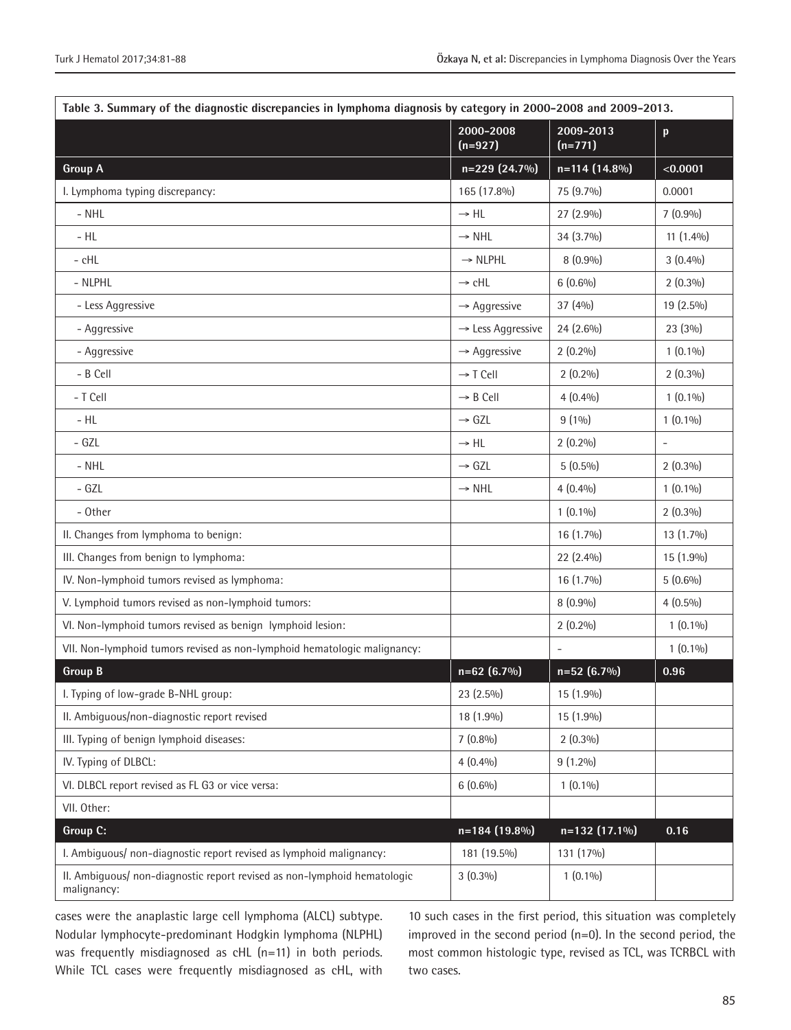**Table 3. Summary of the diagnostic discrepancies in lymphoma diagnosis by category in 2000-2008 and 2009-2013.**

| | | 2000-2008 (n=927) | 2009-2013 (n=771) | p |
|---|---|---|---|---|
| **Group A** | | **n=229 (24.7%)** | **n=114 (14.8%)** | **<0.0001** |
| I. Lymphoma typing discrepancy: | | 165 (17.8%) | 75 (9.7%) | 0.0001 |
| - NHL | → HL | 27 (2.9%) | 7 (0.9%) | |
| - HL | → NHL | 34 (3.7%) | 11 (1.4%) | |
| - cHL | → NLPHL | 8 (0.9%) | 3 (0.4%) | |
| - NLPHL | → cHL | 6 (0.6%) | 2 (0.3%) | |
| - Less Aggressive | → Aggressive | 37 (4%) | 19 (2.5%) | |
| - Aggressive | → Less Aggressive | 24 (2.6%) | 23 (3%) | |
| - Aggressive | → Aggressive | 2 (0.2%) | 1 (0.1%) | |
| - B Cell | → T Cell | 2 (0.2%) | 2 (0.3%) | |
| - T Cell | → B Cell | 4 (0.4%) | 1 (0.1%) | |
| - HL | → GZL | 9 (1%) | 1 (0.1%) | |
| - GZL | → HL | 2 (0.2%) | - | |
| - NHL | → GZL | 5 (0.5%) | 2 (0.3%) | |
| - GZL | → NHL | 4 (0.4%) | 1 (0.1%) | |
| - Other | | 1 (0.1%) | 2 (0.3%) | |
| II. Changes from lymphoma to benign: | | 16 (1.7%) | 13 (1.7%) | |
| III. Changes from benign to lymphoma: | | 22 (2.4%) | 15 (1.9%) | |
| IV. Non-lymphoid tumors revised as lymphoma: | | 16 (1.7%) | 5 (0.6%) | |
| V. Lymphoid tumors revised as non-lymphoid tumors: | | 8 (0.9%) | 4 (0.5%) | |
| VI. Non-lymphoid tumors revised as benign lymphoid lesion: | | 2 (0.2%) | 1 (0.1%) | |
| VII. Non-lymphoid tumors revised as non-lymphoid hematologic malignancy: | | - | 1 (0.1%) | |
| **Group B** | | **n=62 (6.7%)** | **n=52 (6.7%)** | **0.96** |
| I. Typing of low-grade B-NHL group: | | 23 (2.5%) | 15 (1.9%) | |
| II. Ambiguous/non-diagnostic report revised | | 18 (1.9%) | 15 (1.9%) | |
| III. Typing of benign lymphoid diseases: | | 7 (0.8%) | 2 (0.3%) | |
| IV. Typing of DLBCL: | | 4 (0.4%) | 9 (1.2%) | |
| VI. DLBCL report revised as FL G3 or vice versa: | | 6 (0.6%) | 1 (0.1%) | |
| VII. Other: | | | | |
| **Group C:** | | **n=184 (19.8%)** | **n=132 (17.1%)** | **0.16** |
| I. Ambiguous/ non-diagnostic report revised as lymphoid malignancy: | | 181 (19.5%) | 131 (17%) | |
| II. Ambiguous/ non-diagnostic report revised as non-lymphoid hematologic malignancy: | | 3 (0.3%) | 1 (0.1%) | |

cases were the anaplastic large cell lymphoma (ALCL) subtype. Nodular lymphocyte-predominant Hodgkin lymphoma (NLPHL) was frequently misdiagnosed as cHL (n=11) in both periods. While TCL cases were frequently misdiagnosed as cHL, with 10 such cases in the first period, this situation was completely improved in the second period (n=0). In the second period, the most common histologic type, revised as TCL, was TCRBCL with two cases.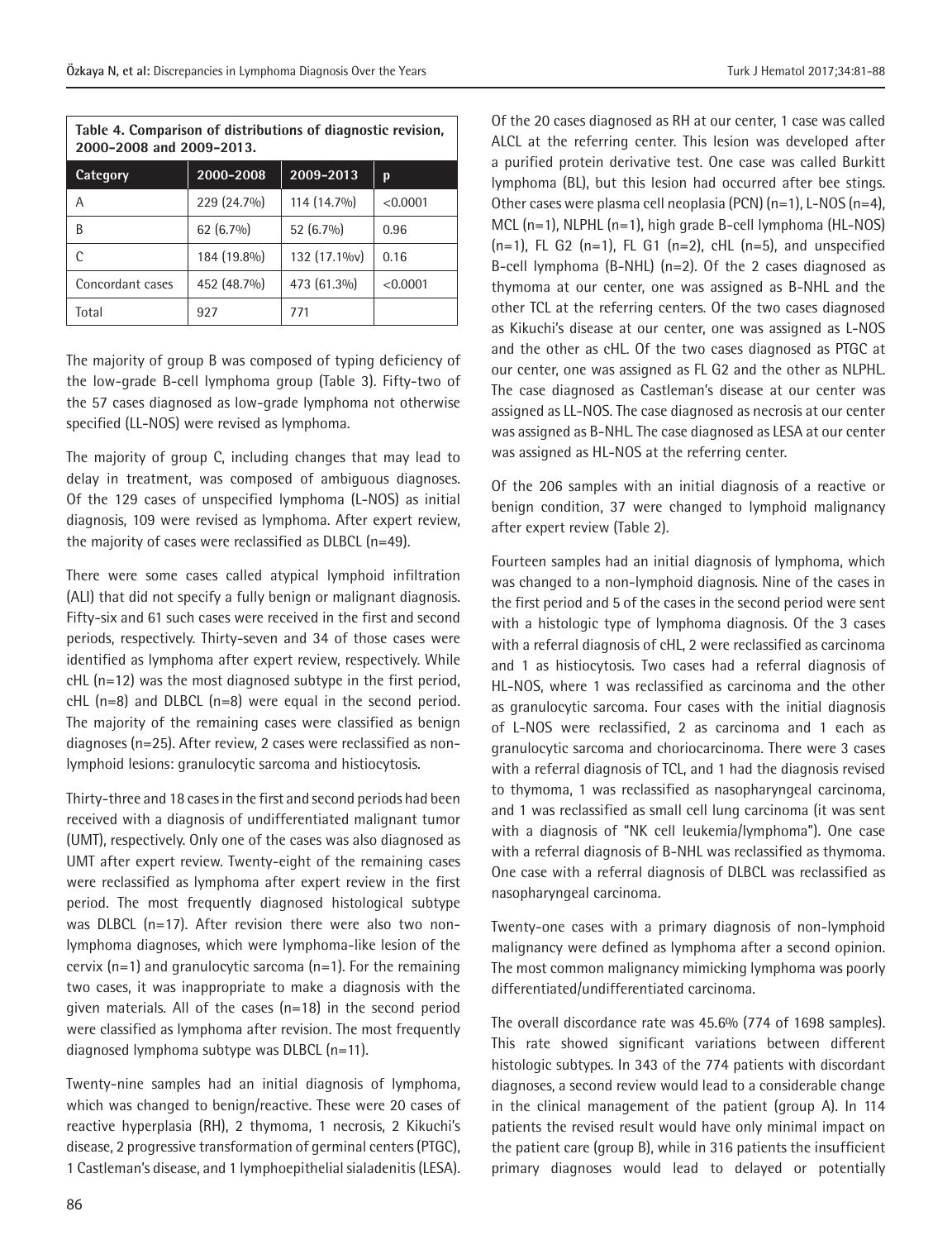**Table 4. Comparison of distributions of diagnostic revision, 2000-2008 and 2009-2013.**

| Category | 2000-2008 | 2009-2013 | p |
|---|---|---|---|
| A | 229 (24.7%) | 114 (14.7%) | <0.0001 |
| B | 62 (6.7%) | 52 (6.7%) | 0.96 |
| C | 184 (19.8%) | 132 (17.1%v) | 0.16 |
| Concordant cases | 452 (48.7%) | 473 (61.3%) | <0.0001 |
| Total | 927 | 771 | |

The majority of group B was composed of typing deficiency of the low-grade B-cell lymphoma group (Table 3). Fifty-two of the 57 cases diagnosed as low-grade lymphoma not otherwise specified (LL-NOS) were revised as lymphoma.

The majority of group C, including changes that may lead to delay in treatment, was composed of ambiguous diagnoses. Of the 129 cases of unspecified lymphoma (L-NOS) as initial diagnosis, 109 were revised as lymphoma. After expert review, the majority of cases were reclassified as DLBCL (n=49).

There were some cases called atypical lymphoid infiltration (ALI) that did not specify a fully benign or malignant diagnosis. Fifty-six and 61 such cases were received in the first and second periods, respectively. Thirty-seven and 34 of those cases were identified as lymphoma after expert review, respectively. While cHL (n=12) was the most diagnosed subtype in the first period, cHL (n=8) and DLBCL (n=8) were equal in the second period. The majority of the remaining cases were classified as benign diagnoses (n=25). After review, 2 cases were reclassified as non-lymphoid lesions: granulocytic sarcoma and histiocytosis.

Thirty-three and 18 cases in the first and second periods had been received with a diagnosis of undifferentiated malignant tumor (UMT), respectively. Only one of the cases was also diagnosed as UMT after expert review. Twenty-eight of the remaining cases were reclassified as lymphoma after expert review in the first period. The most frequently diagnosed histological subtype was DLBCL (n=17). After revision there were also two non-lymphoma diagnoses, which were lymphoma-like lesion of the cervix (n=1) and granulocytic sarcoma (n=1). For the remaining two cases, it was inappropriate to make a diagnosis with the given materials. All of the cases (n=18) in the second period were classified as lymphoma after revision. The most frequently diagnosed lymphoma subtype was DLBCL (n=11).

Twenty-nine samples had an initial diagnosis of lymphoma, which was changed to benign/reactive. These were 20 cases of reactive hyperplasia (RH), 2 thymoma, 1 necrosis, 2 Kikuchi's disease, 2 progressive transformation of germinal centers (PTGC), 1 Castleman's disease, and 1 lymphoepithelial sialadenitis (LESA).

Of the 20 cases diagnosed as RH at our center, 1 case was called ALCL at the referring center. This lesion was developed after a purified protein derivative test. One case was called Burkitt lymphoma (BL), but this lesion had occurred after bee stings. Other cases were plasma cell neoplasia (PCN) (n=1), L-NOS (n=4), MCL (n=1), NLPHL (n=1), high grade B-cell lymphoma (HL-NOS) (n=1), FL G2 (n=1), FL G1 (n=2), cHL (n=5), and unspecified B-cell lymphoma (B-NHL) (n=2). Of the 2 cases diagnosed as thymoma at our center, one was assigned as B-NHL and the other TCL at the referring centers. Of the two cases diagnosed as Kikuchi's disease at our center, one was assigned as L-NOS and the other as cHL. Of the two cases diagnosed as PTGC at our center, one was assigned as FL G2 and the other as NLPHL. The case diagnosed as Castleman's disease at our center was assigned as LL-NOS. The case diagnosed as necrosis at our center was assigned as B-NHL. The case diagnosed as LESA at our center was assigned as HL-NOS at the referring center.

Of the 206 samples with an initial diagnosis of a reactive or benign condition, 37 were changed to lymphoid malignancy after expert review (Table 2).

Fourteen samples had an initial diagnosis of lymphoma, which was changed to a non-lymphoid diagnosis. Nine of the cases in the first period and 5 of the cases in the second period were sent with a histologic type of lymphoma diagnosis. Of the 3 cases with a referral diagnosis of cHL, 2 were reclassified as carcinoma and 1 as histiocytosis. Two cases had a referral diagnosis of HL-NOS, where 1 was reclassified as carcinoma and the other as granulocytic sarcoma. Four cases with the initial diagnosis of L-NOS were reclassified, 2 as carcinoma and 1 each as granulocytic sarcoma and choriocarcinoma. There were 3 cases with a referral diagnosis of TCL, and 1 had the diagnosis revised to thymoma, 1 was reclassified as nasopharyngeal carcinoma, and 1 was reclassified as small cell lung carcinoma (it was sent with a diagnosis of "NK cell leukemia/lymphoma"). One case with a referral diagnosis of B-NHL was reclassified as thymoma. One case with a referral diagnosis of DLBCL was reclassified as nasopharyngeal carcinoma.

Twenty-one cases with a primary diagnosis of non-lymphoid malignancy were defined as lymphoma after a second opinion. The most common malignancy mimicking lymphoma was poorly differentiated/undifferentiated carcinoma.

The overall discordance rate was 45.6% (774 of 1698 samples). This rate showed significant variations between different histologic subtypes. In 343 of the 774 patients with discordant diagnoses, a second review would lead to a considerable change in the clinical management of the patient (group A). In 114 patients the revised result would have only minimal impact on the patient care (group B), while in 316 patients the insufficient primary diagnoses would lead to delayed or potentially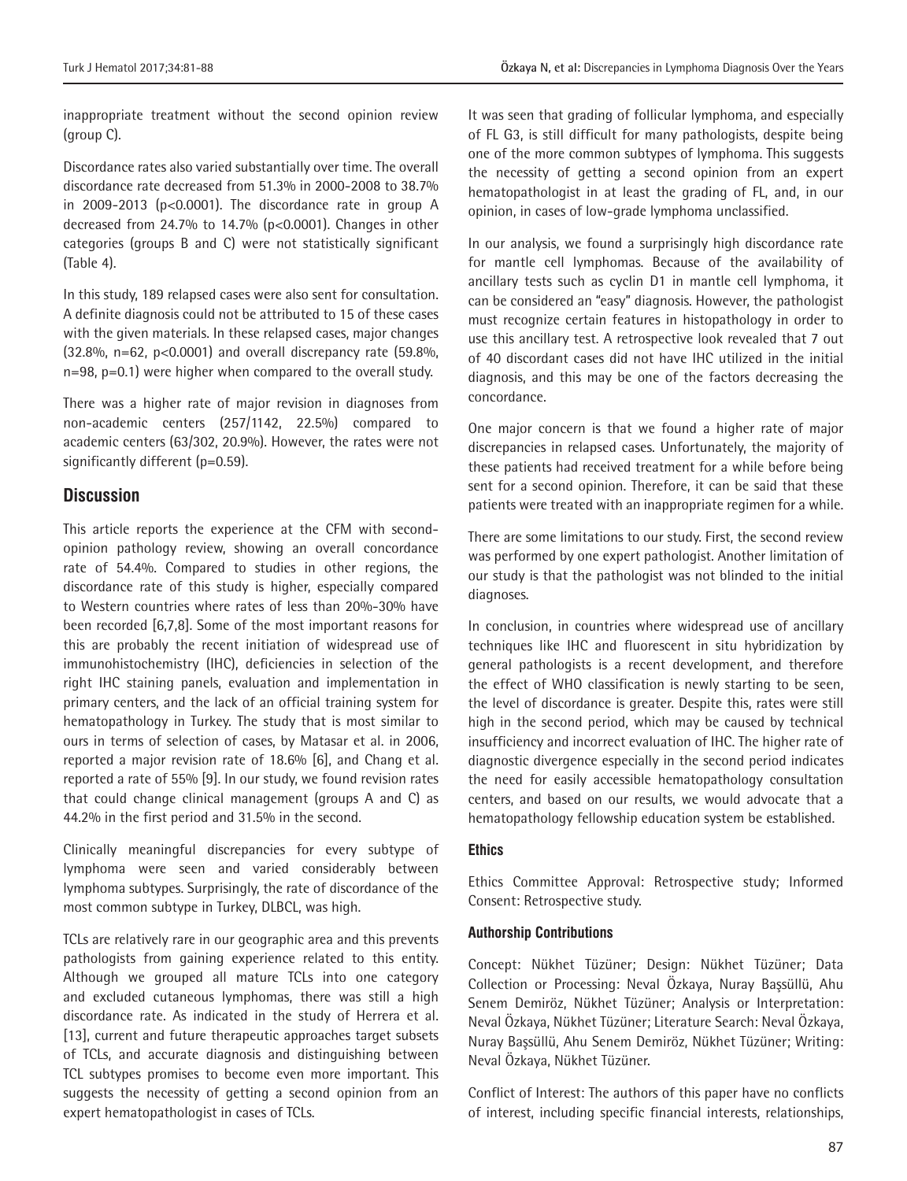inappropriate treatment without the second opinion review (group C).

Discordance rates also varied substantially over time. The overall discordance rate decreased from 51.3% in 2000-2008 to 38.7% in 2009-2013 ($p<0.0001$). The discordance rate in group A decreased from 24.7% to 14.7% ($p<0.0001$). Changes in other categories (groups B and C) were not statistically significant (Table 4).

In this study, 189 relapsed cases were also sent for consultation. A definite diagnosis could not be attributed to 15 of these cases with the given materials. In these relapsed cases, major changes (32.8%, n=62, $p<0.0001$) and overall discrepancy rate (59.8%, n=98, $p=0.1$) were higher when compared to the overall study.

There was a higher rate of major revision in diagnoses from non-academic centers (257/1142, 22.5%) compared to academic centers (63/302, 20.9%). However, the rates were not significantly different ($p=0.59$).

## Discussion

This article reports the experience at the CFM with second-opinion pathology review, showing an overall concordance rate of 54.4%. Compared to studies in other regions, the discordance rate of this study is higher, especially compared to Western countries where rates of less than 20%-30% have been recorded [6,7,8]. Some of the most important reasons for this are probably the recent initiation of widespread use of immunohistochemistry (IHC), deficiencies in selection of the right IHC staining panels, evaluation and implementation in primary centers, and the lack of an official training system for hematopathology in Turkey. The study that is most similar to ours in terms of selection of cases, by Matasar et al. in 2006, reported a major revision rate of 18.6% [6], and Chang et al. reported a rate of 55% [9]. In our study, we found revision rates that could change clinical management (groups A and C) as 44.2% in the first period and 31.5% in the second.

Clinically meaningful discrepancies for every subtype of lymphoma were seen and varied considerably between lymphoma subtypes. Surprisingly, the rate of discordance of the most common subtype in Turkey, DLBCL, was high.

TCLs are relatively rare in our geographic area and this prevents pathologists from gaining experience related to this entity. Although we grouped all mature TCLs into one category and excluded cutaneous lymphomas, there was still a high discordance rate. As indicated in the study of Herrera et al. [13], current and future therapeutic approaches target subsets of TCLs, and accurate diagnosis and distinguishing between TCL subtypes promises to become even more important. This suggests the necessity of getting a second opinion from an expert hematopathologist in cases of TCLs.

It was seen that grading of follicular lymphoma, and especially of FL G3, is still difficult for many pathologists, despite being one of the more common subtypes of lymphoma. This suggests the necessity of getting a second opinion from an expert hematopathologist in at least the grading of FL, and, in our opinion, in cases of low-grade lymphoma unclassified.

In our analysis, we found a surprisingly high discordance rate for mantle cell lymphomas. Because of the availability of ancillary tests such as cyclin D1 in mantle cell lymphoma, it can be considered an "easy" diagnosis. However, the pathologist must recognize certain features in histopathology in order to use this ancillary test. A retrospective look revealed that 7 out of 40 discordant cases did not have IHC utilized in the initial diagnosis, and this may be one of the factors decreasing the concordance.

One major concern is that we found a higher rate of major discrepancies in relapsed cases. Unfortunately, the majority of these patients had received treatment for a while before being sent for a second opinion. Therefore, it can be said that these patients were treated with an inappropriate regimen for a while.

There are some limitations to our study. First, the second review was performed by one expert pathologist. Another limitation of our study is that the pathologist was not blinded to the initial diagnoses.

In conclusion, in countries where widespread use of ancillary techniques like IHC and fluorescent in situ hybridization by general pathologists is a recent development, and therefore the effect of WHO classification is newly starting to be seen, the level of discordance is greater. Despite this, rates were still high in the second period, which may be caused by technical insufficiency and incorrect evaluation of IHC. The higher rate of diagnostic divergence especially in the second period indicates the need for easily accessible hematopathology consultation centers, and based on our results, we would advocate that a hematopathology fellowship education system be established.

### Ethics

Ethics Committee Approval: Retrospective study; Informed Consent: Retrospective study.

### Authorship Contributions

Concept: Nükhet Tüzüner; Design: Nükhet Tüzüner; Data Collection or Processing: Neval Özkaya, Nuray Başsüllü, Ahu Senem Demiröz, Nükhet Tüzüner; Analysis or Interpretation: Neval Özkaya, Nükhet Tüzüner; Literature Search: Neval Özkaya, Nuray Başsüllü, Ahu Senem Demiröz, Nükhet Tüzüner; Writing: Neval Özkaya, Nükhet Tüzüner.

Conflict of Interest: The authors of this paper have no conflicts of interest, including specific financial interests, relationships,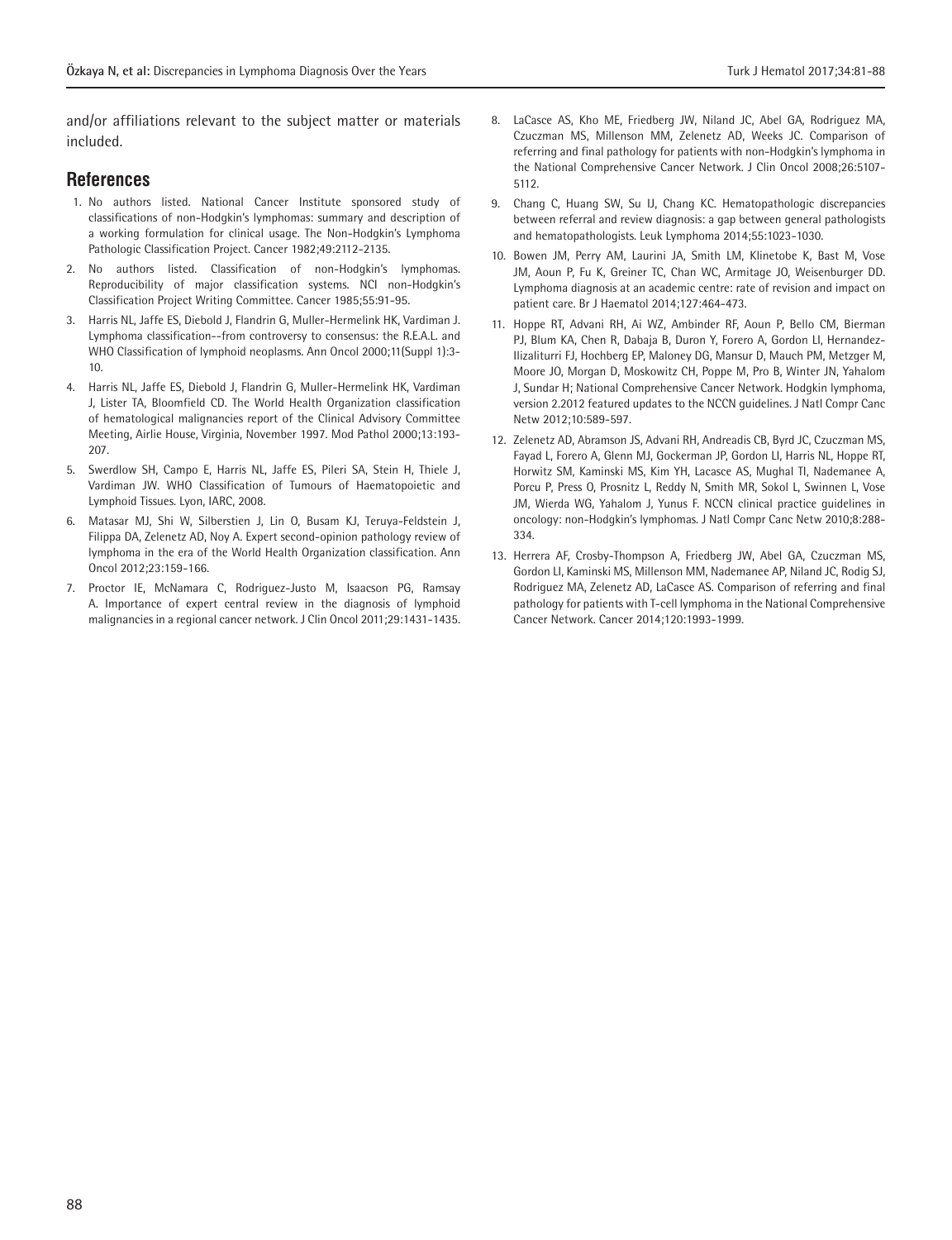and/or affiliations relevant to the subject matter or materials included.

## References

1. No authors listed. National Cancer Institute sponsored study of classifications of non-Hodgkin's lymphomas: summary and description of a working formulation for clinical usage. The Non-Hodgkin's Lymphoma Pathologic Classification Project. Cancer 1982;49:2112-2135.
2. No authors listed. Classification of non-Hodgkin's lymphomas. Reproducibility of major classification systems. NCI non-Hodgkin's Classification Project Writing Committee. Cancer 1985;55:91-95.
3. Harris NL, Jaffe ES, Diebold J, Flandrin G, Muller-Hermelink HK, Vardiman J. Lymphoma classification--from controversy to consensus: the R.E.A.L. and WHO Classification of lymphoid neoplasms. Ann Oncol 2000;11(Suppl 1):3-10.
4. Harris NL, Jaffe ES, Diebold J, Flandrin G, Muller-Hermelink HK, Vardiman J, Lister TA, Bloomfield CD. The World Health Organization classification of hematological malignancies report of the Clinical Advisory Committee Meeting, Airlie House, Virginia, November 1997. Mod Pathol 2000;13:193-207.
5. Swerdlow SH, Campo E, Harris NL, Jaffe ES, Pileri SA, Stein H, Thiele J, Vardiman JW. WHO Classification of Tumours of Haematopoietic and Lymphoid Tissues. Lyon, IARC, 2008.
6. Matasar MJ, Shi W, Silberstien J, Lin O, Busam KJ, Teruya-Feldstein J, Filippa DA, Zelenetz AD, Noy A. Expert second-opinion pathology review of lymphoma in the era of the World Health Organization classification. Ann Oncol 2012;23:159-166.
7. Proctor IE, McNamara C, Rodriguez-Justo M, Isaacson PG, Ramsay A. Importance of expert central review in the diagnosis of lymphoid malignancies in a regional cancer network. J Clin Oncol 2011;29:1431-1435.
8. LaCasce AS, Kho ME, Friedberg JW, Niland JC, Abel GA, Rodriguez MA, Czuczman MS, Millenson MM, Zelenetz AD, Weeks JC. Comparison of referring and final pathology for patients with non-Hodgkin's lymphoma in the National Comprehensive Cancer Network. J Clin Oncol 2008;26:5107-5112.
9. Chang C, Huang SW, Su IJ, Chang KC. Hematopathologic discrepancies between referral and review diagnosis: a gap between general pathologists and hematopathologists. Leuk Lymphoma 2014;55:1023-1030.
10. Bowen JM, Perry AM, Laurini JA, Smith LM, Klinetobe K, Bast M, Vose JM, Aoun P, Fu K, Greiner TC, Chan WC, Armitage JO, Weisenburger DD. Lymphoma diagnosis at an academic centre: rate of revision and impact on patient care. Br J Haematol 2014;127:464-473.
11. Hoppe RT, Advani RH, Ai WZ, Ambinder RF, Aoun P, Bello CM, Bierman PJ, Blum KA, Chen R, Dabaja B, Duron Y, Forero A, Gordon LI, Hernandez-Ilizaliturri FJ, Hochberg EP, Maloney DG, Mansur D, Mauch PM, Metzger M, Moore JO, Morgan D, Moskowitz CH, Poppe M, Pro B, Winter JN, Yahalom J, Sundar H; National Comprehensive Cancer Network. Hodgkin lymphoma, version 2.2012 featured updates to the NCCN guidelines. J Natl Compr Canc Netw 2012;10:589-597.
12. Zelenetz AD, Abramson JS, Advani RH, Andreadis CB, Byrd JC, Czuczman MS, Fayad L, Forero A, Glenn MJ, Gockerman JP, Gordon LI, Harris NL, Hoppe RT, Horwitz SM, Kaminski MS, Kim YH, Lacasce AS, Mughal TI, Nademanee A, Porcu P, Press O, Prosnitz L, Reddy N, Smith MR, Sokol L, Swinnen L, Vose JM, Wierda WG, Yahalom J, Yunus F. NCCN clinical practice guidelines in oncology: non-Hodgkin's lymphomas. J Natl Compr Canc Netw 2010;8:288-334.
13. Herrera AF, Crosby-Thompson A, Friedberg JW, Abel GA, Czuczman MS, Gordon LI, Kaminski MS, Millenson MM, Nademanee AP, Niland JC, Rodig SJ, Rodriguez MA, Zelenetz AD, LaCasce AS. Comparison of referring and final pathology for patients with T-cell lymphoma in the National Comprehensive Cancer Network. Cancer 2014;120:1993-1999.